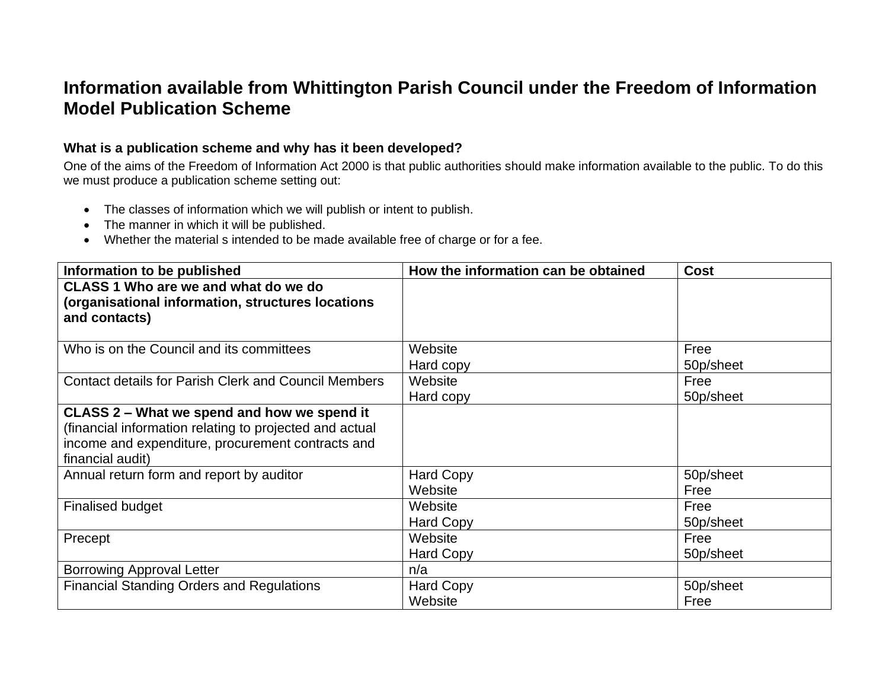# Information available from Whittington Parish Council under the Freedom of Information Model Publication Scheme

### What is a publication scheme and why has it been developed?

One of the aims of the Freedom of Information Act 2000 is that public authorities should make information available to the public. To do this we must produce a publication scheme setting out:

- The classes of information which we will publish or intent to publish.
- The manner in which it will be published.
- Whether the material s intended to be made available free of charge or for a fee.

| Information to be published | How the information can be obtained | Cost |
| --- | --- | --- |
| **CLASS 1 Who are we and what do we do (organisational information, structures locations and contacts)** | | |
| Who is on the Council and its committees | Website<br>Hard copy | Free<br>50p/sheet |
| Contact details for Parish Clerk and Council Members | Website<br>Hard copy | Free<br>50p/sheet |
| **CLASS 2 – What we spend and how we spend it** (financial information relating to projected and actual income and expenditure, procurement contracts and financial audit) | | |
| Annual return form and report by auditor | Hard Copy<br>Website | 50p/sheet<br>Free |
| Finalised budget | Website<br>Hard Copy | Free<br>50p/sheet |
| Precept | Website<br>Hard Copy | Free<br>50p/sheet |
| Borrowing Approval Letter | n/a | |
| Financial Standing Orders and Regulations | Hard Copy<br>Website | 50p/sheet<br>Free |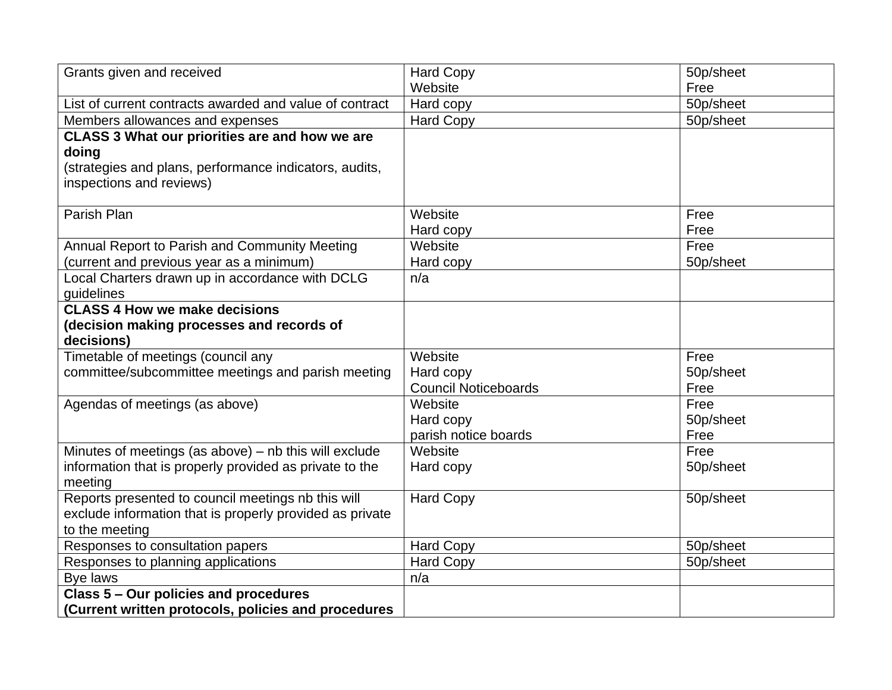| Grants given and received | Hard Copy<br>Website | 50p/sheet<br>Free |
|---|---|---|
| List of current contracts awarded and value of contract | Hard copy | 50p/sheet |
| Members allowances and expenses | Hard Copy | 50p/sheet |
| **CLASS 3 What our priorities are and how we are doing**<br>(strategies and plans, performance indicators, audits, inspections and reviews) | | |
| Parish Plan | Website<br>Hard copy | Free<br>Free |
| Annual Report to Parish and Community Meeting (current and previous year as a minimum) | Website<br>Hard copy | Free<br>50p/sheet |
| Local Charters drawn up in accordance with DCLG guidelines | n/a | |
| **CLASS 4 How we make decisions (decision making processes and records of decisions)** | | |
| Timetable of meetings (council any committee/subcommittee meetings and parish meeting | Website<br>Hard copy<br>Council Noticeboards | Free<br>50p/sheet<br>Free |
| Agendas of meetings (as above) | Website<br>Hard copy<br>parish notice boards | Free<br>50p/sheet<br>Free |
| Minutes of meetings (as above) – nb this will exclude information that is properly provided as private to the meeting | Website<br>Hard copy | Free<br>50p/sheet |
| Reports presented to council meetings nb this will exclude information that is properly provided as private to the meeting | Hard Copy | 50p/sheet |
| Responses to consultation papers | Hard Copy | 50p/sheet |
| Responses to planning applications | Hard Copy | 50p/sheet |
| Bye laws | n/a | |
| **Class 5 – Our policies and procedures (Current written protocols, policies and procedures** | | |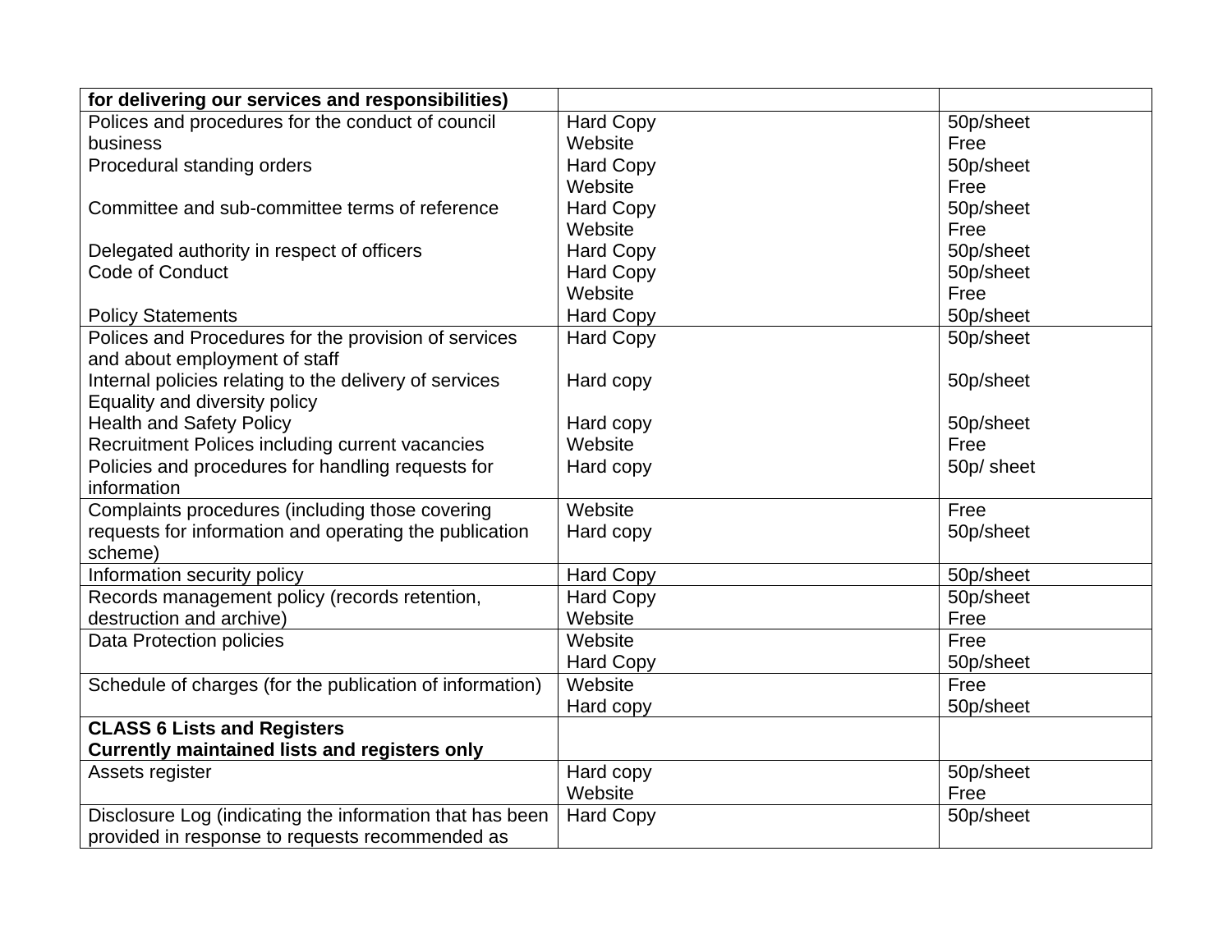| **for delivering our services and responsibilities)** | | |
|---|---|---|
| Polices and procedures for the conduct of council business<br>Procedural standing orders<br><br>Committee and sub-committee terms of reference<br><br>Delegated authority in respect of officers<br>Code of Conduct<br><br>Policy Statements | Hard Copy<br>Website<br>Hard Copy<br>Website<br>Hard Copy<br>Website<br>Hard Copy<br>Hard Copy<br>Website<br>Hard Copy | 50p/sheet<br>Free<br>50p/sheet<br>Free<br>50p/sheet<br>Free<br>50p/sheet<br>50p/sheet<br>Free<br>50p/sheet |
| Polices and Procedures for the provision of services and about employment of staff<br>Internal policies relating to the delivery of services<br>Equality and diversity policy<br>Health and Safety Policy<br>Recruitment Polices including current vacancies<br>Policies and procedures for handling requests for information | Hard Copy<br><br>Hard copy<br><br>Hard copy<br>Website<br>Hard copy | 50p/sheet<br><br>50p/sheet<br><br>50p/sheet<br>Free<br>50p/ sheet |
| Complaints procedures (including those covering requests for information and operating the publication scheme) | Website<br>Hard copy | Free<br>50p/sheet |
| Information security policy | Hard Copy | 50p/sheet |
| Records management policy (records retention, destruction and archive) | Hard Copy<br>Website | 50p/sheet<br>Free |
| Data Protection policies | Website<br>Hard Copy | Free<br>50p/sheet |
| Schedule of charges (for the publication of information) | Website<br>Hard copy | Free<br>50p/sheet |
| **CLASS 6 Lists and Registers**<br>**Currently maintained lists and registers only** | | |
| Assets register | Hard copy<br>Website | 50p/sheet<br>Free |
| Disclosure Log (indicating the information that has been provided in response to requests recommended as | Hard Copy | 50p/sheet |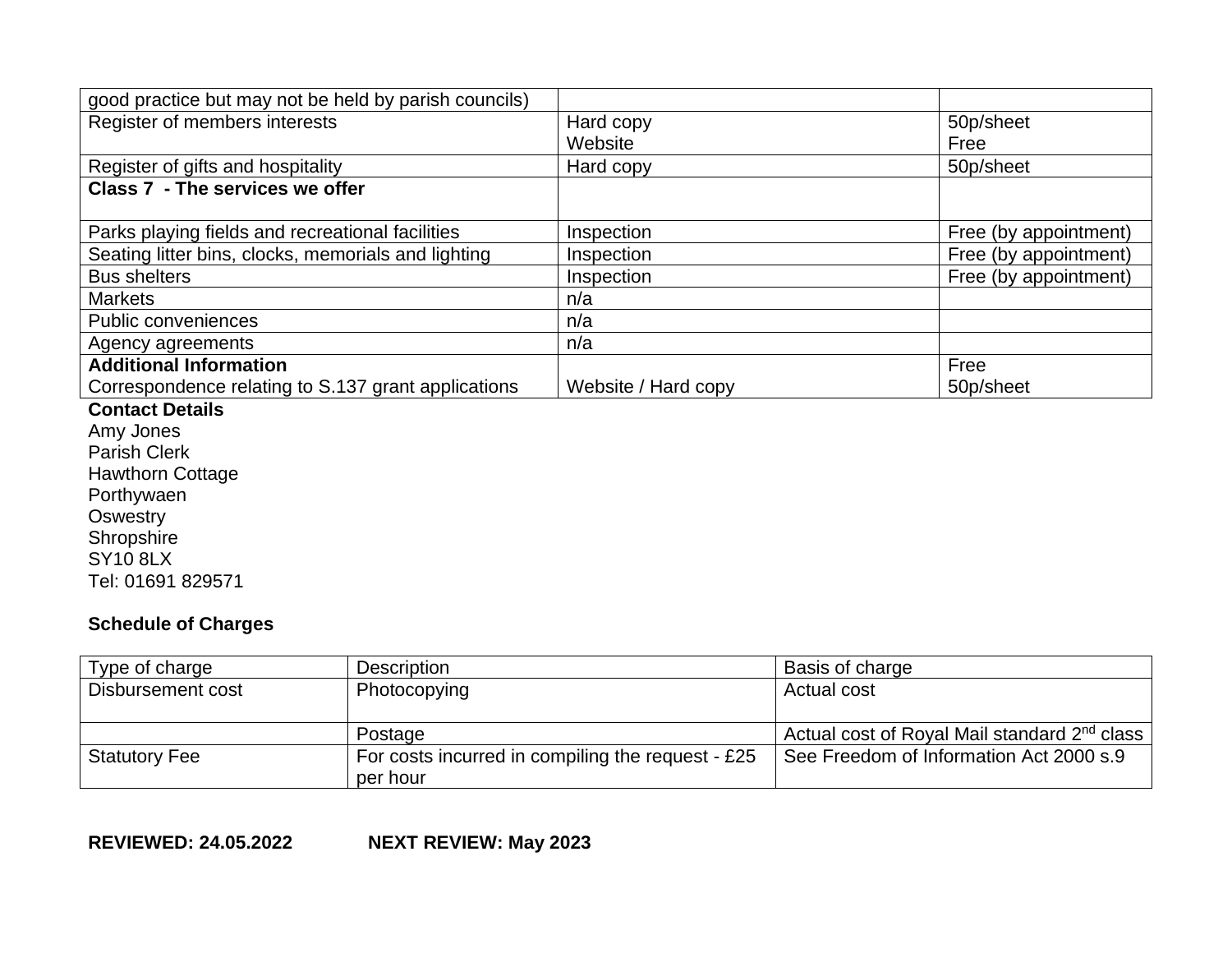| | | |
|---|---|---|
| good practice but may not be held by parish councils) | | |
| Register of members interests | Hard copy<br>Website | 50p/sheet<br>Free |
| Register of gifts and hospitality | Hard copy | 50p/sheet |
| **Class 7 - The services we offer** | | |
| Parks playing fields and recreational facilities | Inspection | Free (by appointment) |
| Seating litter bins, clocks, memorials and lighting | Inspection | Free (by appointment) |
| Bus shelters | Inspection | Free (by appointment) |
| Markets | n/a | |
| Public conveniences | n/a | |
| Agency agreements | n/a | |
| **Additional Information**<br>Correspondence relating to S.137 grant applications | Website / Hard copy | Free<br>50p/sheet |

**Contact Details**
Amy Jones
Parish Clerk
Hawthorn Cottage
Porthywaen
Oswestry
Shropshire
SY10 8LX
Tel: 01691 829571

**Schedule of Charges**

| Type of charge | Description | Basis of charge |
|---|---|---|
| Disbursement cost | Photocopying | Actual cost |
| | Postage | Actual cost of Royal Mail standard 2nd class |
| Statutory Fee | For costs incurred in compiling the request - £25 per hour | See Freedom of Information Act 2000 s.9 |

**REVIEWED: 24.05.2022 NEXT REVIEW: May 2023**